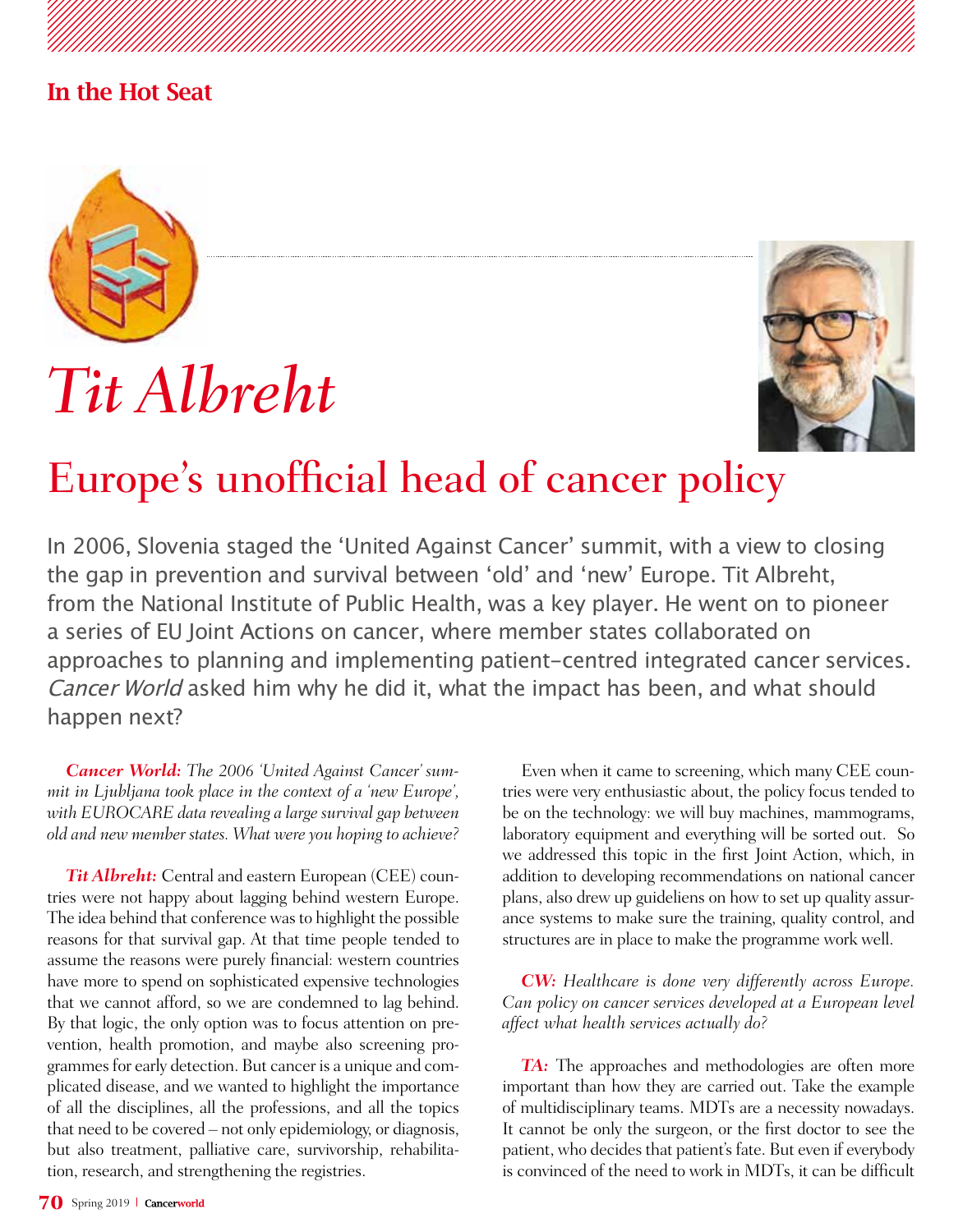In the Hot Seat

# Tit Albreht

## Europe's unofficial head of cancer policy

In 2006, Slovenia staged the 'United Against Cancer' summit, with a view to closing the gap in prevention and survival between 'old' and 'new' Europe. Tit Albreht, from the National Institute of Public Health, was a key player. He went on to pioneer a series of EU Joint Actions on cancer, where member states collaborated on approaches to planning and implementing patient-centred integrated cancer services. *Cancer World* asked him why he did it, what the impact has been, and what should happen next?

***Cancer World:*** *The 2006 'United Against Cancer' summit in Ljubljana took place in the context of a 'new Europe', with EUROCARE data revealing a large survival gap between old and new member states. What were you hoping to achieve?*

***Tit Albreht:*** Central and eastern European (CEE) countries were not happy about lagging behind western Europe. The idea behind that conference was to highlight the possible reasons for that survival gap. At that time people tended to assume the reasons were purely financial: western countries have more to spend on sophisticated expensive technologies that we cannot afford, so we are condemned to lag behind. By that logic, the only option was to focus attention on prevention, health promotion, and maybe also screening programmes for early detection. But cancer is a unique and complicated disease, and we wanted to highlight the importance of all the disciplines, all the professions, and all the topics that need to be covered – not only epidemiology, or diagnosis, but also treatment, palliative care, survivorship, rehabilitation, research, and strengthening the registries.

Even when it came to screening, which many CEE countries were very enthusiastic about, the policy focus tended to be on the technology: we will buy machines, mammograms, laboratory equipment and everything will be sorted out. So we addressed this topic in the first Joint Action, which, in addition to developing recommendations on national cancer plans, also drew up guideliens on how to set up quality assurance systems to make sure the training, quality control, and structures are in place to make the programme work well.

***CW:*** *Healthcare is done very differently across Europe. Can policy on cancer services developed at a European level affect what health services actually do?*

***TA:*** The approaches and methodologies are often more important than how they are carried out. Take the example of multidisciplinary teams. MDTs are a necessity nowadays. It cannot be only the surgeon, or the first doctor to see the patient, who decides that patient's fate. But even if everybody is convinced of the need to work in MDTs, it can be difficult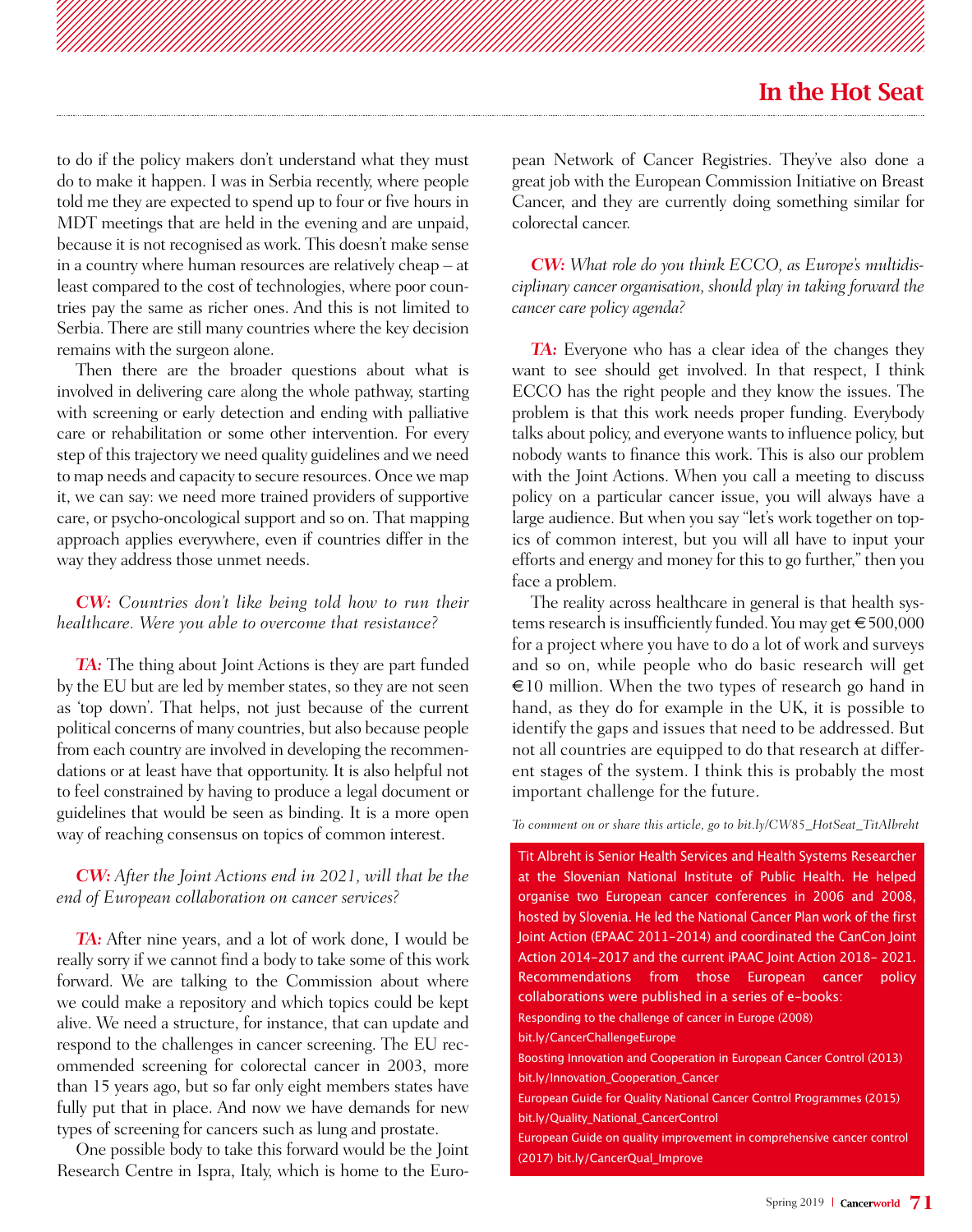to do if the policy makers don't understand what they must do to make it happen. I was in Serbia recently, where people told me they are expected to spend up to four or five hours in MDT meetings that are held in the evening and are unpaid, because it is not recognised as work. This doesn't make sense in a country where human resources are relatively cheap – at least compared to the cost of technologies, where poor countries pay the same as richer ones. And this is not limited to Serbia. There are still many countries where the key decision remains with the surgeon alone.

Then there are the broader questions about what is involved in delivering care along the whole pathway, starting with screening or early detection and ending with palliative care or rehabilitation or some other intervention. For every step of this trajectory we need quality guidelines and we need to map needs and capacity to secure resources. Once we map it, we can say: we need more trained providers of supportive care, or psycho-oncological support and so on. That mapping approach applies everywhere, even if countries differ in the way they address those unmet needs.

***CW:*** *Countries don't like being told how to run their healthcare. Were you able to overcome that resistance?*

***TA:*** The thing about Joint Actions is they are part funded by the EU but are led by member states, so they are not seen as 'top down'. That helps, not just because of the current political concerns of many countries, but also because people from each country are involved in developing the recommendations or at least have that opportunity. It is also helpful not to feel constrained by having to produce a legal document or guidelines that would be seen as binding. It is a more open way of reaching consensus on topics of common interest.

***CW:*** *After the Joint Actions end in 2021, will that be the end of European collaboration on cancer services?*

***TA:*** After nine years, and a lot of work done, I would be really sorry if we cannot find a body to take some of this work forward. We are talking to the Commission about where we could make a repository and which topics could be kept alive. We need a structure, for instance, that can update and respond to the challenges in cancer screening. The EU recommended screening for colorectal cancer in 2003, more than 15 years ago, but so far only eight members states have fully put that in place. And now we have demands for new types of screening for cancers such as lung and prostate.

One possible body to take this forward would be the Joint Research Centre in Ispra, Italy, which is home to the European Network of Cancer Registries. They've also done a great job with the European Commission Initiative on Breast Cancer, and they are currently doing something similar for colorectal cancer.

***CW:*** *What role do you think ECCO, as Europe's multidisciplinary cancer organisation, should play in taking forward the cancer care policy agenda?*

***TA:*** Everyone who has a clear idea of the changes they want to see should get involved. In that respect, I think ECCO has the right people and they know the issues. The problem is that this work needs proper funding. Everybody talks about policy, and everyone wants to influence policy, but nobody wants to finance this work. This is also our problem with the Joint Actions. When you call a meeting to discuss policy on a particular cancer issue, you will always have a large audience. But when you say "let's work together on topics of common interest, but you will all have to input your efforts and energy and money for this to go further," then you face a problem.

The reality across healthcare in general is that health systems research is insufficiently funded. You may get €500,000 for a project where you have to do a lot of work and surveys and so on, while people who do basic research will get €10 million. When the two types of research go hand in hand, as they do for example in the UK, it is possible to identify the gaps and issues that need to be addressed. But not all countries are equipped to do that research at different stages of the system. I think this is probably the most important challenge for the future.

*To comment on or share this article, go to bit.ly/CW85_HotSeat_TitAlbreht*

Tit Albreht is Senior Health Services and Health Systems Researcher at the Slovenian National Institute of Public Health. He helped organise two European cancer conferences in 2006 and 2008, hosted by Slovenia. He led the National Cancer Plan work of the first Joint Action (EPAAC 2011–2014) and coordinated the CanCon Joint Action 2014–2017 and the current iPAAC Joint Action 2018– 2021. Recommendations from those European cancer policy collaborations were published in a series of e-books:

Responding to the challenge of cancer in Europe (2008)
bit.ly/CancerChallengeEurope

Boosting Innovation and Cooperation in European Cancer Control (2013)
bit.ly/Innovation_Cooperation_Cancer

European Guide for Quality National Cancer Control Programmes (2015)
bit.ly/Quality_National_CancerControl

European Guide on quality improvement in comprehensive cancer control (2017) bit.ly/CancerQual_Improve